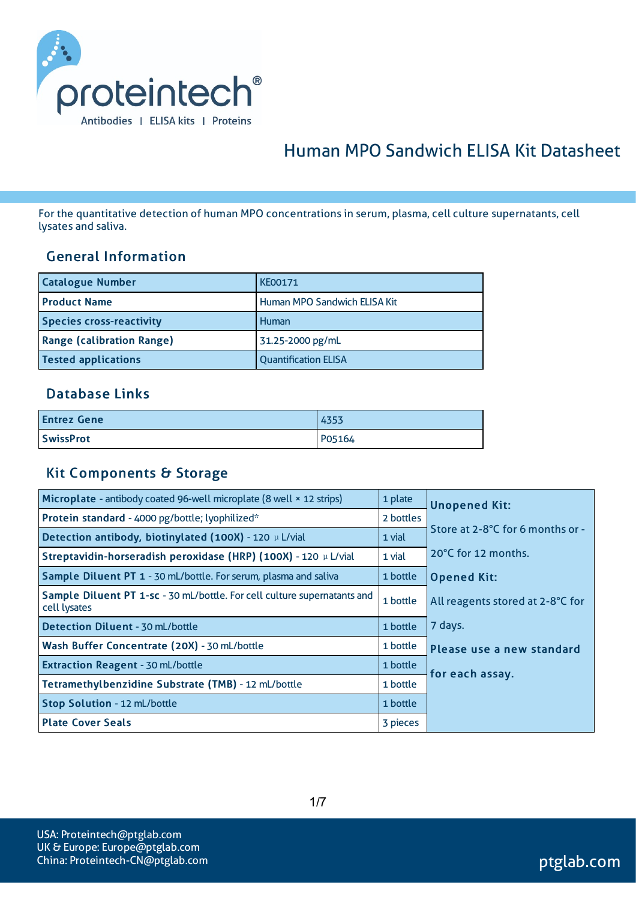# Human MPO Sandwich ELISA Kit Datasheet

For the quantitative detection of human MPO concentrations in serum, plasma, cell culture supernatants, cell lysates and saliva.

## General Information

| | |
|---|---|
| **Catalogue Number** | KE00171 |
| **Product Name** | Human MPO Sandwich ELISA Kit |
| **Species cross-reactivity** | Human |
| **Range (calibration Range)** | 31.25-2000 pg/mL |
| **Tested applications** | Quantification ELISA |

## Database Links

| | |
|---|---|
| **Entrez Gene** | 4353 |
| **SwissProt** | P05164 |

## Kit Components & Storage

| Component | Quantity | Storage |
|---|---|---|
| **Microplate** - antibody coated 96-well microplate (8 well × 12 strips) | 1 plate | **Unopened Kit:** Store at 2-8°C for 6 months or -20°C for 12 months. **Opened Kit:** All reagents stored at 2-8°C for 7 days. **Please use a new standard for each assay.** |
| **Protein standard** - 4000 pg/bottle; lyophilized* | 2 bottles | |
| **Detection antibody, biotinylated (100X)** - 120 μL/vial | 1 vial | |
| **Streptavidin-horseradish peroxidase (HRP) (100X)** - 120 μL/vial | 1 vial | |
| **Sample Diluent PT 1** - 30 mL/bottle. For serum, plasma and saliva | 1 bottle | |
| **Sample Diluent PT 1-sc** - 30 mL/bottle. For cell culture supernatants and cell lysates | 1 bottle | |
| **Detection Diluent** - 30 mL/bottle | 1 bottle | |
| **Wash Buffer Concentrate (20X)** - 30 mL/bottle | 1 bottle | |
| **Extraction Reagent** - 30 mL/bottle | 1 bottle | |
| **Tetramethylbenzidine Substrate (TMB)** - 12 mL/bottle | 1 bottle | |
| **Stop Solution** - 12 mL/bottle | 1 bottle | |
| **Plate Cover Seals** | 3 pieces | |

USA: Proteintech@ptglab.com
UK & Europe: Europe@ptglab.com
China: Proteintech-CN@ptglab.com

ptglab.com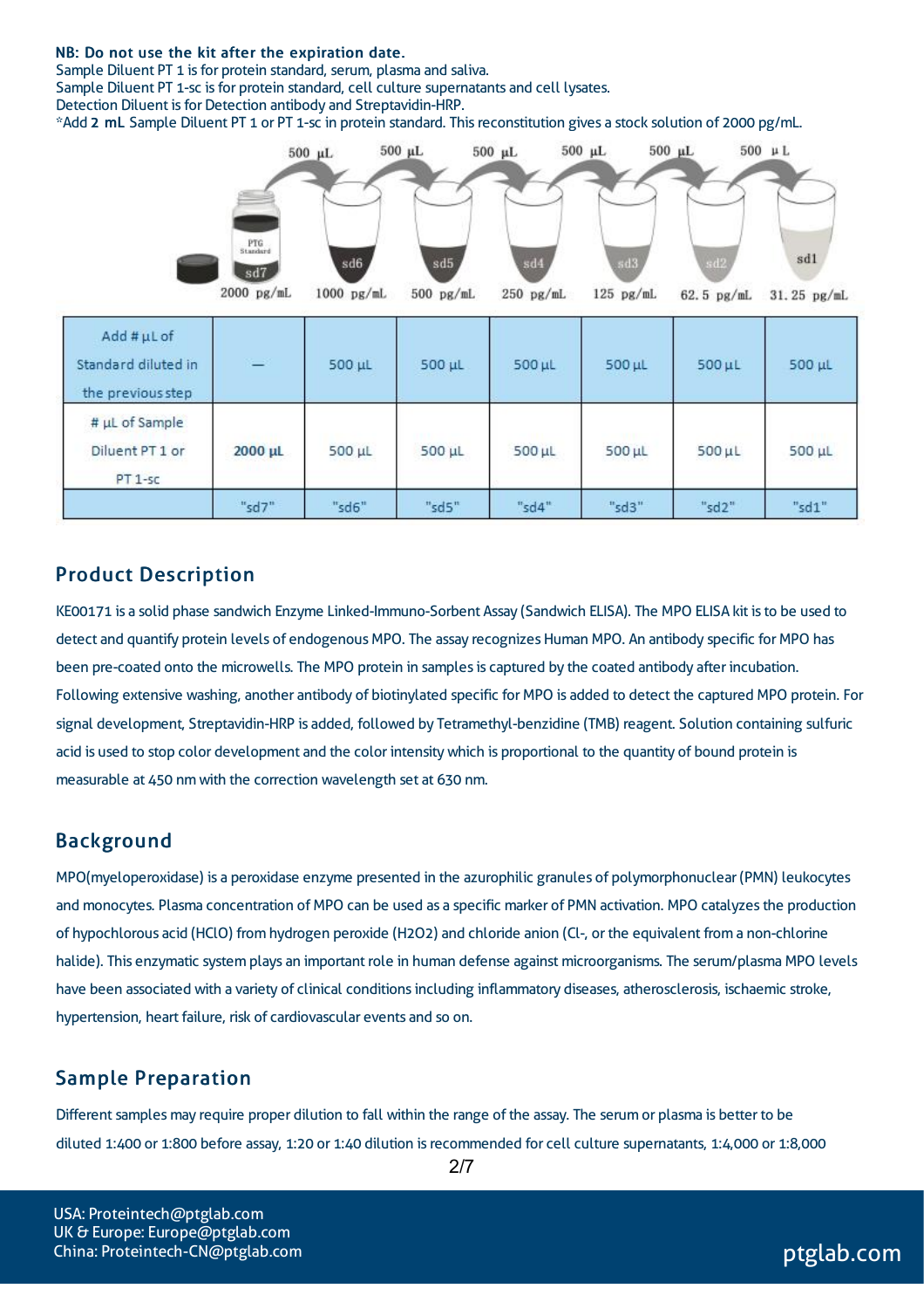**NB: Do not use the kit after the expiration date.**
Sample Diluent PT 1 is for protein standard, serum, plasma and saliva.
Sample Diluent PT 1-sc is for protein standard, cell culture supernatants and cell lysates.
Detection Diluent is for Detection antibody and Streptavidin-HRP.
*Add **2 mL** Sample Diluent PT 1 or PT 1-sc in protein standard. This reconstitution gives a stock solution of 2000 pg/mL.

| Add # µL of Standard diluted in the previous step | — | 500 µL | 500 µL | 500 µL | 500 µL | 500 µL | 500 µL |
|---|---|---|---|---|---|---|---|
| # µL of Sample Diluent PT 1 or PT 1-sc | **2000 µL** | 500 µL | 500 µL | 500 µL | 500 µL | 500 µL | 500 µL |
| | "sd7" | "sd6" | "sd5" | "sd4" | "sd3" | "sd2" | "sd1" |
| | 2000 pg/mL | 1000 pg/mL | 500 pg/mL | 250 pg/mL | 125 pg/mL | 62.5 pg/mL | 31.25 pg/mL |

## Product Description

KE00171 is a solid phase sandwich Enzyme Linked-Immuno-Sorbent Assay (Sandwich ELISA). The MPO ELISA kit is to be used to detect and quantify protein levels of endogenous MPO. The assay recognizes Human MPO. An antibody specific for MPO has been pre-coated onto the microwells. The MPO protein in samples is captured by the coated antibody after incubation. Following extensive washing, another antibody of biotinylated specific for MPO is added to detect the captured MPO protein. For signal development, Streptavidin-HRP is added, followed by Tetramethyl-benzidine (TMB) reagent. Solution containing sulfuric acid is used to stop color development and the color intensity which is proportional to the quantity of bound protein is measurable at 450 nm with the correction wavelength set at 630 nm.

## Background

MPO(myeloperoxidase) is a peroxidase enzyme presented in the azurophilic granules of polymorphonuclear (PMN) leukocytes and monocytes. Plasma concentration of MPO can be used as a specific marker of PMN activation. MPO catalyzes the production of hypochlorous acid (HClO) from hydrogen peroxide ($H_2O_2$) and chloride anion ($Cl^-$, or the equivalent from a non-chlorine halide). This enzymatic system plays an important role in human defense against microorganisms. The serum/plasma MPO levels have been associated with a variety of clinical conditions including inflammatory diseases, atherosclerosis, ischaemic stroke, hypertension, heart failure, risk of cardiovascular events and so on.

## Sample Preparation

Different samples may require proper dilution to fall within the range of the assay. The serum or plasma is better to be diluted 1:400 or 1:800 before assay, 1:20 or 1:40 dilution is recommended for cell culture supernatants, 1:4,000 or 1:8,000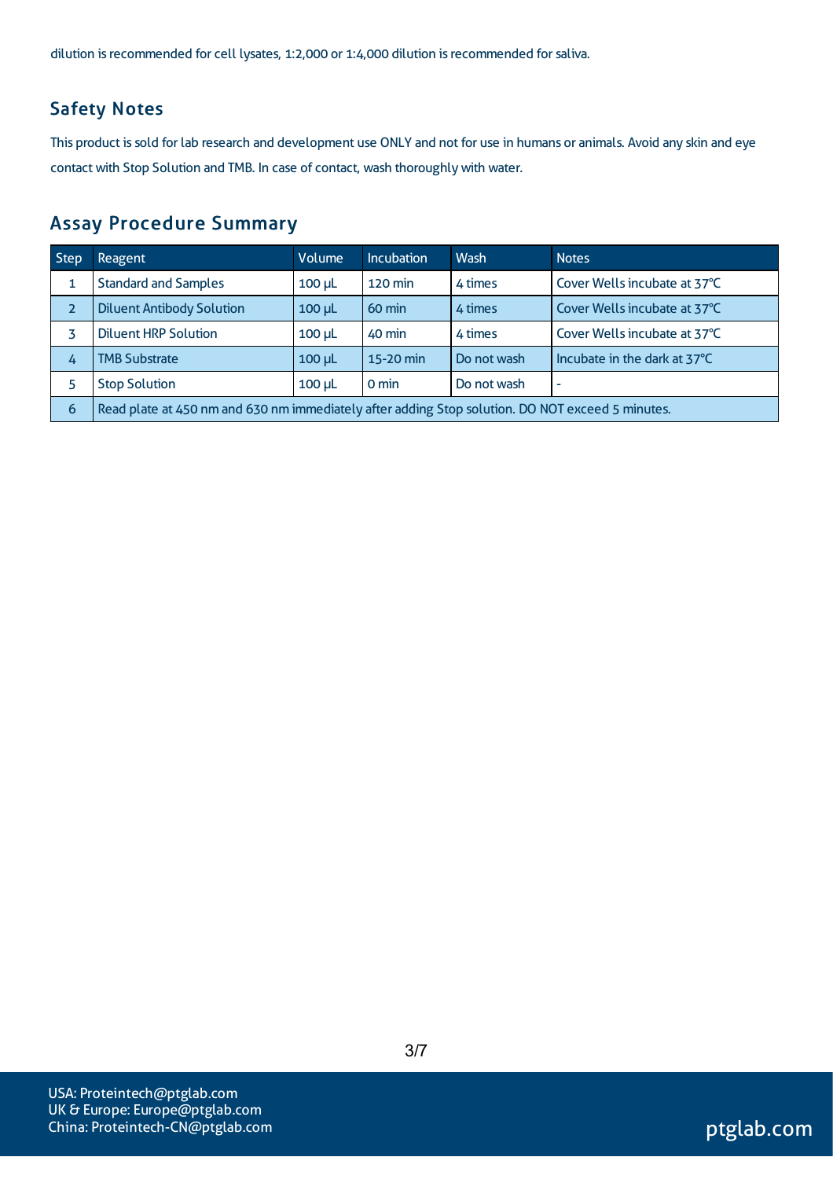dilution is recommended for cell lysates, 1:2,000 or 1:4,000 dilution is recommended for saliva.

## Safety Notes

This product is sold for lab research and development use ONLY and not for use in humans or animals. Avoid any skin and eye contact with Stop Solution and TMB. In case of contact, wash thoroughly with water.

## Assay Procedure Summary

| Step | Reagent | Volume | Incubation | Wash | Notes |
|---|---|---|---|---|---|
| 1 | Standard and Samples | 100 µL | 120 min | 4 times | Cover Wells incubate at 37°C |
| 2 | Diluent Antibody Solution | 100 µL | 60 min | 4 times | Cover Wells incubate at 37°C |
| 3 | Diluent HRP Solution | 100 µL | 40 min | 4 times | Cover Wells incubate at 37°C |
| 4 | TMB Substrate | 100 µL | 15-20 min | Do not wash | Incubate in the dark at 37°C |
| 5 | Stop Solution | 100 µL | 0 min | Do not wash | - |
| 6 | Read plate at 450 nm and 630 nm immediately after adding Stop solution. DO NOT exceed 5 minutes. | | | | |

USA: Proteintech@ptglab.com
UK & Europe: Europe@ptglab.com
China: Proteintech-CN@ptglab.com

ptglab.com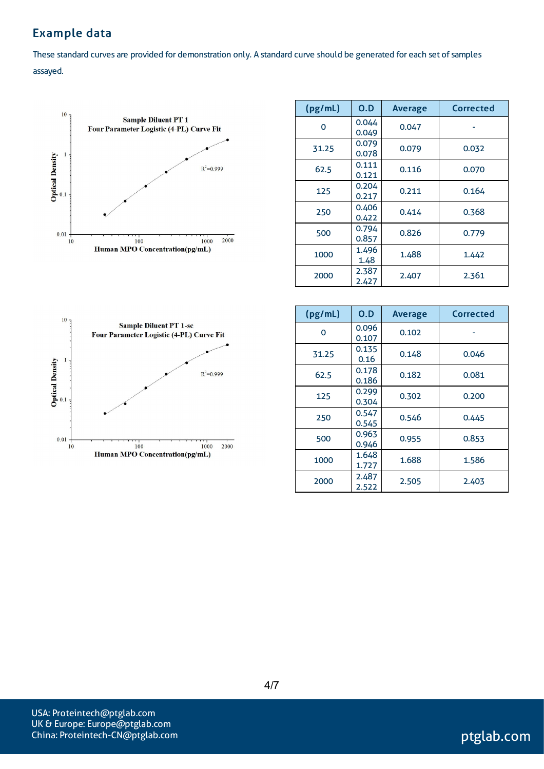## Example data

These standard curves are provided for demonstration only. A standard curve should be generated for each set of samples assayed.

Sample Diluent PT 1
Four Parameter Logistic (4-PL) Curve Fit

| (pg/mL) | O.D | Average | Corrected |
|---|---|---|---|
| 0 | 0.044<br>0.049 | 0.047 | - |
| 31.25 | 0.079<br>0.078 | 0.079 | 0.032 |
| 62.5 | 0.111<br>0.121 | 0.116 | 0.070 |
| 125 | 0.204<br>0.217 | 0.211 | 0.164 |
| 250 | 0.406<br>0.422 | 0.414 | 0.368 |
| 500 | 0.794<br>0.857 | 0.826 | 0.779 |
| 1000 | 1.496<br>1.48 | 1.488 | 1.442 |
| 2000 | 2.387<br>2.427 | 2.407 | 2.361 |

Sample Diluent PT 1-sc
Four Parameter Logistic (4-PL) Curve Fit

| (pg/mL) | O.D | Average | Corrected |
|---|---|---|---|
| 0 | 0.096<br>0.107 | 0.102 | - |
| 31.25 | 0.135<br>0.16 | 0.148 | 0.046 |
| 62.5 | 0.178<br>0.186 | 0.182 | 0.081 |
| 125 | 0.299<br>0.304 | 0.302 | 0.200 |
| 250 | 0.547<br>0.545 | 0.546 | 0.445 |
| 500 | 0.963<br>0.946 | 0.955 | 0.853 |
| 1000 | 1.648<br>1.727 | 1.688 | 1.586 |
| 2000 | 2.487<br>2.522 | 2.505 | 2.403 |

USA: Proteintech@ptglab.com
UK & Europe: Europe@ptglab.com
China: Proteintech-CN@ptglab.com

ptglab.com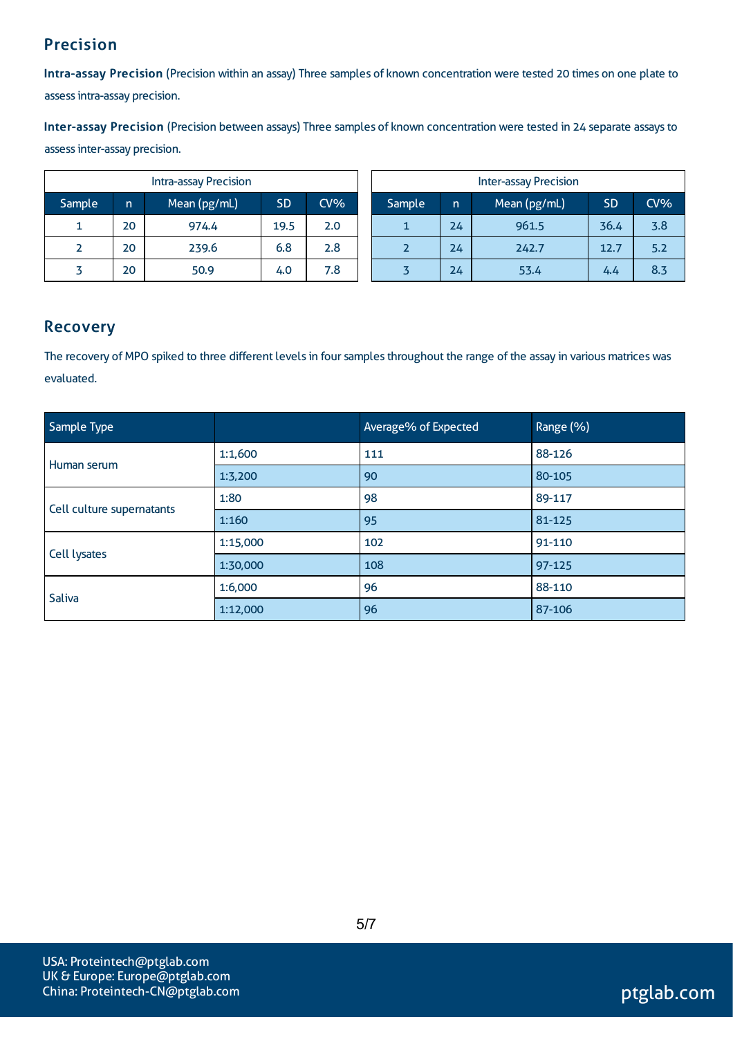## Precision

**Intra-assay Precision** (Precision within an assay) Three samples of known concentration were tested 20 times on one plate to assess intra-assay precision.

**Inter-assay Precision** (Precision between assays) Three samples of known concentration were tested in 24 separate assays to assess inter-assay precision.

| Intra-assay Precision | | | | |
|---|---|---|---|---|
| Sample | n | Mean (pg/mL) | SD | CV% |
| 1 | 20 | 974.4 | 19.5 | 2.0 |
| 2 | 20 | 239.6 | 6.8 | 2.8 |
| 3 | 20 | 50.9 | 4.0 | 7.8 |

| Inter-assay Precision | | | | |
|---|---|---|---|---|
| Sample | n | Mean (pg/mL) | SD | CV% |
| 1 | 24 | 961.5 | 36.4 | 3.8 |
| 2 | 24 | 242.7 | 12.7 | 5.2 |
| 3 | 24 | 53.4 | 4.4 | 8.3 |

## Recovery

The recovery of MPO spiked to three different levels in four samples throughout the range of the assay in various matrices was evaluated.

| Sample Type | | Average% of Expected | Range (%) |
|---|---|---|---|
| Human serum | 1:1,600 | 111 | 88-126 |
| | 1:3,200 | 90 | 80-105 |
| Cell culture supernatants | 1:80 | 98 | 89-117 |
| | 1:160 | 95 | 81-125 |
| Cell lysates | 1:15,000 | 102 | 91-110 |
| | 1:30,000 | 108 | 97-125 |
| Saliva | 1:6,000 | 96 | 88-110 |
| | 1:12,000 | 96 | 87-106 |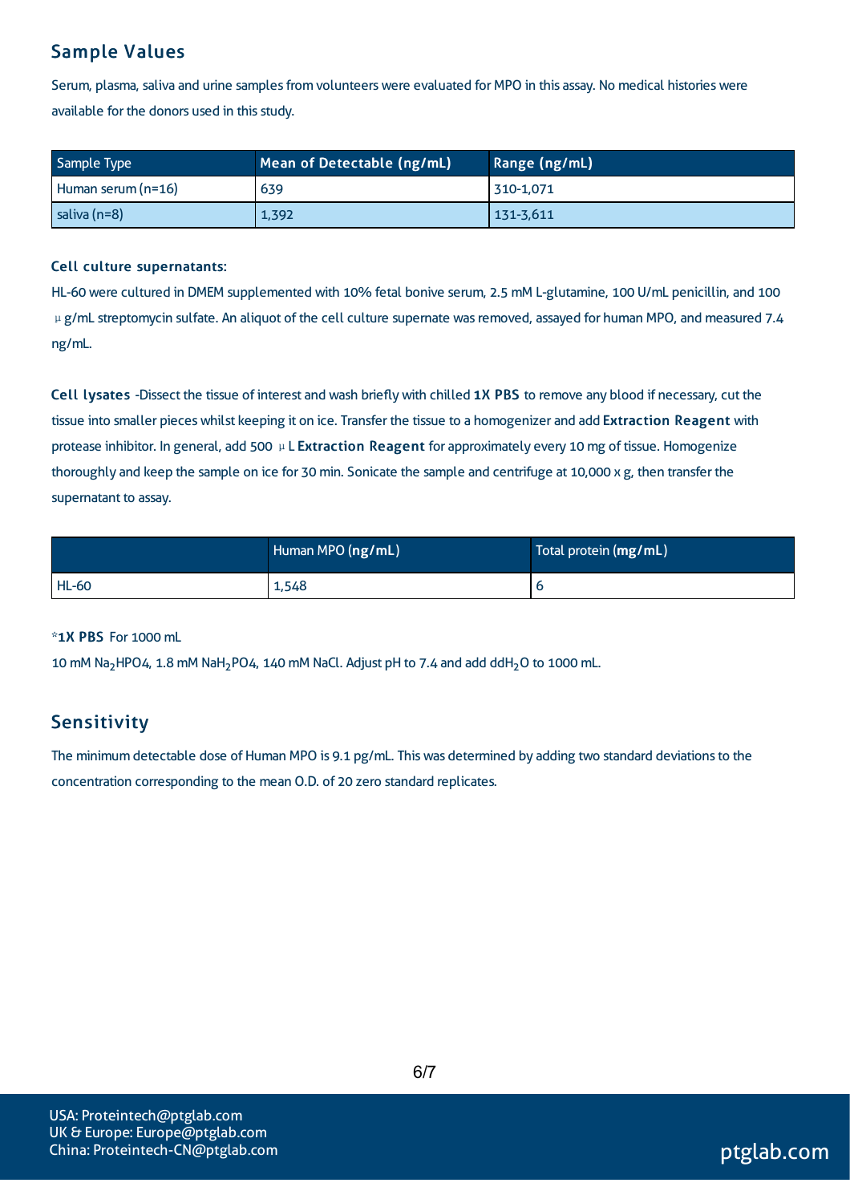## Sample Values

Serum, plasma, saliva and urine samples from volunteers were evaluated for MPO in this assay. No medical histories were available for the donors used in this study.

| Sample Type | Mean of Detectable (ng/mL) | Range (ng/mL) |
|---|---|---|
| Human serum (n=16) | 639 | 310-1,071 |
| saliva (n=8) | 1,392 | 131-3,611 |

**Cell culture supernatants:**

HL-60 were cultured in DMEM supplemented with 10% fetal bonive serum, 2.5 mM L-glutamine, 100 U/mL penicillin, and 100 μg/mL streptomycin sulfate. An aliquot of the cell culture supernate was removed, assayed for human MPO, and measured 7.4 ng/mL.

**Cell lysates** -Dissect the tissue of interest and wash briefly with chilled **1X PBS** to remove any blood if necessary, cut the tissue into smaller pieces whilst keeping it on ice. Transfer the tissue to a homogenizer and add **Extraction Reagent** with protease inhibitor. In general, add 500 μL **Extraction Reagent** for approximately every 10 mg of tissue. Homogenize thoroughly and keep the sample on ice for 30 min. Sonicate the sample and centrifuge at 10,000 x g, then transfer the supernatant to assay.

| | Human MPO **(ng/mL)** | Total protein **(mg/mL)** |
|---|---|---|
| HL-60 | 1,548 | 6 |

*__1X PBS__ For 1000 mL

10 mM $Na_2HPO4$, 1.8 mM $NaH_2PO4$, 140 mM NaCl. Adjust pH to 7.4 and add $ddH_2O$ to 1000 mL.

## Sensitivity

The minimum detectable dose of Human MPO is 9.1 pg/mL. This was determined by adding two standard deviations to the concentration corresponding to the mean O.D. of 20 zero standard replicates.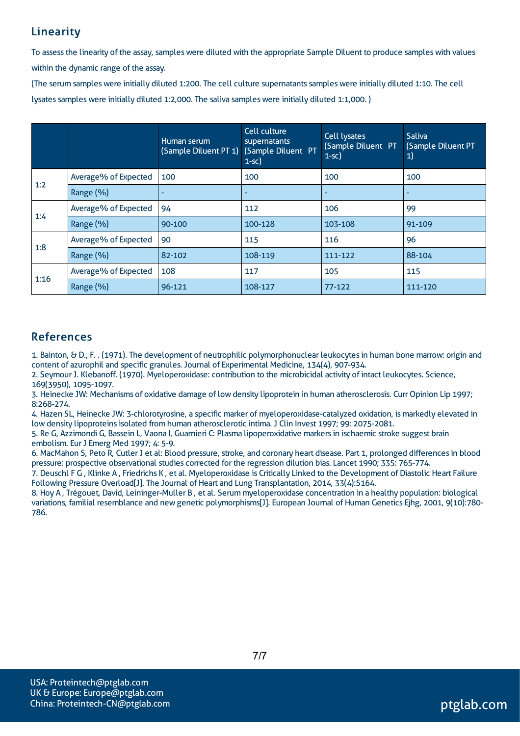## Linearity

To assess the linearity of the assay, samples were diluted with the appropriate Sample Diluent to produce samples with values within the dynamic range of the assay.

(The serum samples were initially diluted 1:200. The cell culture supernatants samples were initially diluted 1:10. The cell lysates samples were initially diluted 1:2,000. The saliva samples were initially diluted 1:1,000. )

| | | Human serum (Sample Diluent PT 1) | Cell culture supernatants (Sample Diluent PT 1-sc) | Cell lysates (Sample Diluent PT 1-sc) | Saliva (Sample Diluent PT 1) |
|---|---|---|---|---|---|
| 1:2 | Average% of Expected | 100 | 100 | 100 | 100 |
| | Range (%) | - | - | - | - |
| 1:4 | Average% of Expected | 94 | 112 | 106 | 99 |
| | Range (%) | 90-100 | 100-128 | 103-108 | 91-109 |
| 1:8 | Average% of Expected | 90 | 115 | 116 | 96 |
| | Range (%) | 82-102 | 108-119 | 111-122 | 88-104 |
| 1:16 | Average% of Expected | 108 | 117 | 105 | 115 |
| | Range (%) | 96-121 | 108-127 | 77-122 | 111-120 |

## References

1. Bainton, & D., F. . (1971). The development of neutrophilic polymorphonuclear leukocytes in human bone marrow: origin and content of azurophil and specific granules. Journal of Experimental Medicine, 134(4), 907-934.
2. Seymour J. Klebanoff. (1970). Myeloperoxidase: contribution to the microbicidal activity of intact leukocytes. Science, 169(3950), 1095-1097.
3. Heinecke JW: Mechanisms of oxidative damage of low density lipoprotein in human atherosclerosis. Curr Opinion Lip 1997; 8:268-274.
4. Hazen SL, Heinecke JW: 3-chlorotyrosine, a specific marker of myeloperoxidase-catalyzed oxidation, is markedly elevated in low density lipoproteins isolated from human atherosclerotic intima. J Clin Invest 1997; 99: 2075-2081.
5. Re G, Azzimondi G, Bassein L, Vaona I, Guarnieri C: Plasma lipoperoxidative markers in ischaemic stroke suggest brain embolism. Eur J Emerg Med 1997; 4: 5-9.
6. MacMahon S, Peto R, Cutler J et al: Blood pressure, stroke, and coronary heart disease. Part 1, prolonged differences in blood pressure: prospective observational studies corrected for the regression dilution bias. Lancet 1990; 335: 765-774.
7. Deuschl F G , Klinke A , Friedrichs K , et al. Myeloperoxidase is Critically Linked to the Development of Diastolic Heart Failure Following Pressure Overload[J]. The Journal of Heart and Lung Transplantation, 2014, 33(4):S164.
8. Hoy A , Trégouet, David, Leininger-Muller B , et al. Serum myeloperoxidase concentration in a healthy population: biological variations, familial resemblance and new genetic polymorphisms[J]. European Journal of Human Genetics Ejhg, 2001, 9(10):780-786.

USA: Proteintech@ptglab.com
UK & Europe: Europe@ptglab.com
China: Proteintech-CN@ptglab.com

ptglab.com